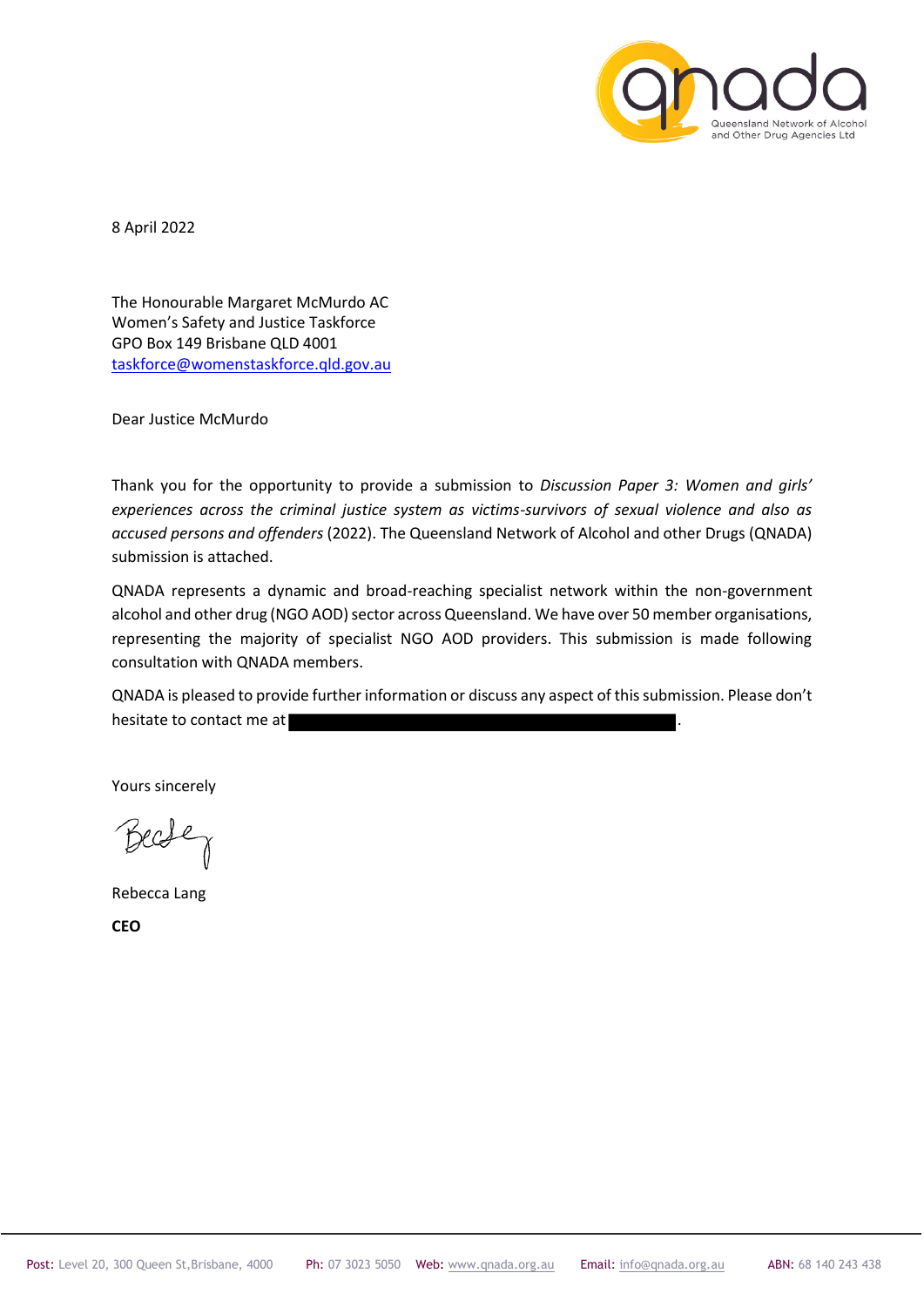8 April 2022

The Honourable Margaret McMurdo AC
Women's Safety and Justice Taskforce
GPO Box 149 Brisbane QLD 4001
taskforce@womenstaskforce.qld.gov.au

Dear Justice McMurdo

Thank you for the opportunity to provide a submission to *Discussion Paper 3: Women and girls' experiences across the criminal justice system as victims-survivors of sexual violence and also as accused persons and offenders* (2022). The Queensland Network of Alcohol and other Drugs (QNADA) submission is attached.

QNADA represents a dynamic and broad-reaching specialist network within the non-government alcohol and other drug (NGO AOD) sector across Queensland. We have over 50 member organisations, representing the majority of specialist NGO AOD providers. This submission is made following consultation with QNADA members.

QNADA is pleased to provide further information or discuss any aspect of this submission. Please don't hesitate to contact me at ██████████████████.

Yours sincerely

Rebecca Lang

**CEO**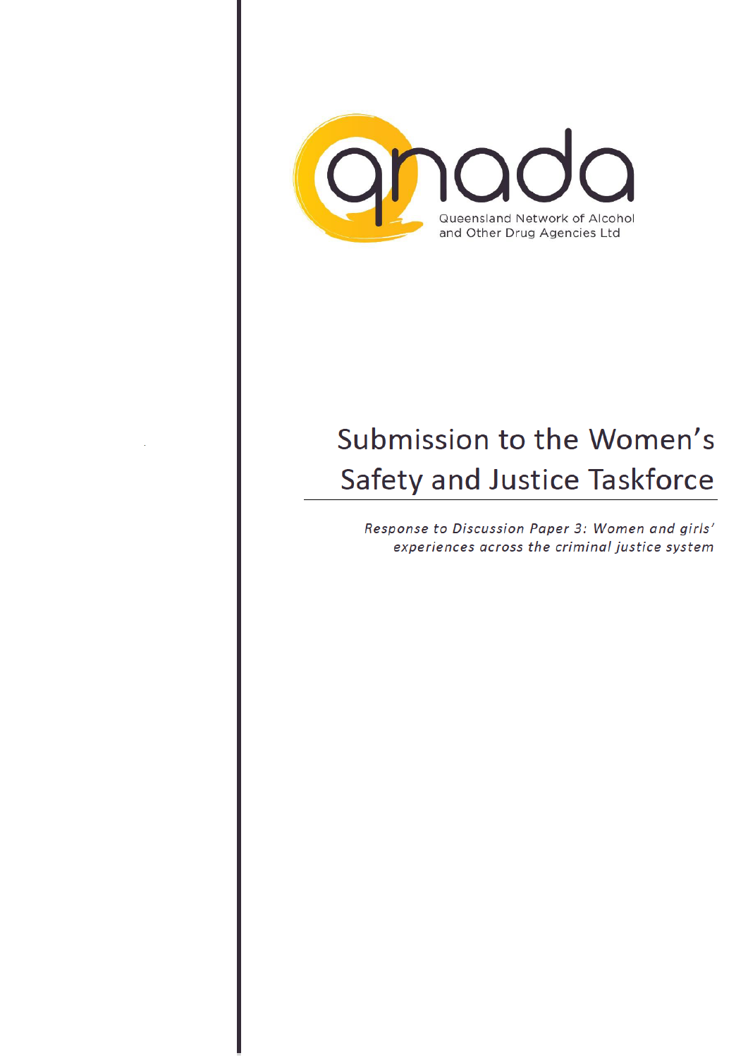qnada

Queensland Network of Alcohol and Other Drug Agencies Ltd

# Submission to the Women's Safety and Justice Taskforce

*Response to Discussion Paper 3: Women and girls' experiences across the criminal justice system*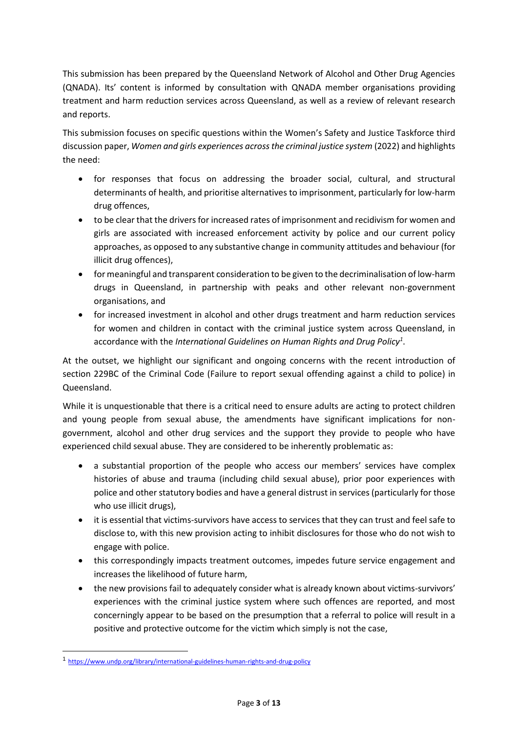This submission has been prepared by the Queensland Network of Alcohol and Other Drug Agencies (QNADA). Its' content is informed by consultation with QNADA member organisations providing treatment and harm reduction services across Queensland, as well as a review of relevant research and reports.

This submission focuses on specific questions within the Women's Safety and Justice Taskforce third discussion paper, *Women and girls experiences across the criminal justice system* (2022) and highlights the need:

- for responses that focus on addressing the broader social, cultural, and structural determinants of health, and prioritise alternatives to imprisonment, particularly for low-harm drug offences,
- to be clear that the drivers for increased rates of imprisonment and recidivism for women and girls are associated with increased enforcement activity by police and our current policy approaches, as opposed to any substantive change in community attitudes and behaviour (for illicit drug offences),
- for meaningful and transparent consideration to be given to the decriminalisation of low-harm drugs in Queensland, in partnership with peaks and other relevant non-government organisations, and
- for increased investment in alcohol and other drugs treatment and harm reduction services for women and children in contact with the criminal justice system across Queensland, in accordance with the *International Guidelines on Human Rights and Drug Policy*[1].

At the outset, we highlight our significant and ongoing concerns with the recent introduction of section 229BC of the Criminal Code (Failure to report sexual offending against a child to police) in Queensland.

While it is unquestionable that there is a critical need to ensure adults are acting to protect children and young people from sexual abuse, the amendments have significant implications for non-government, alcohol and other drug services and the support they provide to people who have experienced child sexual abuse. They are considered to be inherently problematic as:

- a substantial proportion of the people who access our members' services have complex histories of abuse and trauma (including child sexual abuse), prior poor experiences with police and other statutory bodies and have a general distrust in services (particularly for those who use illicit drugs),
- it is essential that victims-survivors have access to services that they can trust and feel safe to disclose to, with this new provision acting to inhibit disclosures for those who do not wish to engage with police.
- this correspondingly impacts treatment outcomes, impedes future service engagement and increases the likelihood of future harm,
- the new provisions fail to adequately consider what is already known about victims-survivors' experiences with the criminal justice system where such offences are reported, and most concerningly appear to be based on the presumption that a referral to police will result in a positive and protective outcome for the victim which simply is not the case,

[1] https://www.undp.org/library/international-guidelines-human-rights-and-drug-policy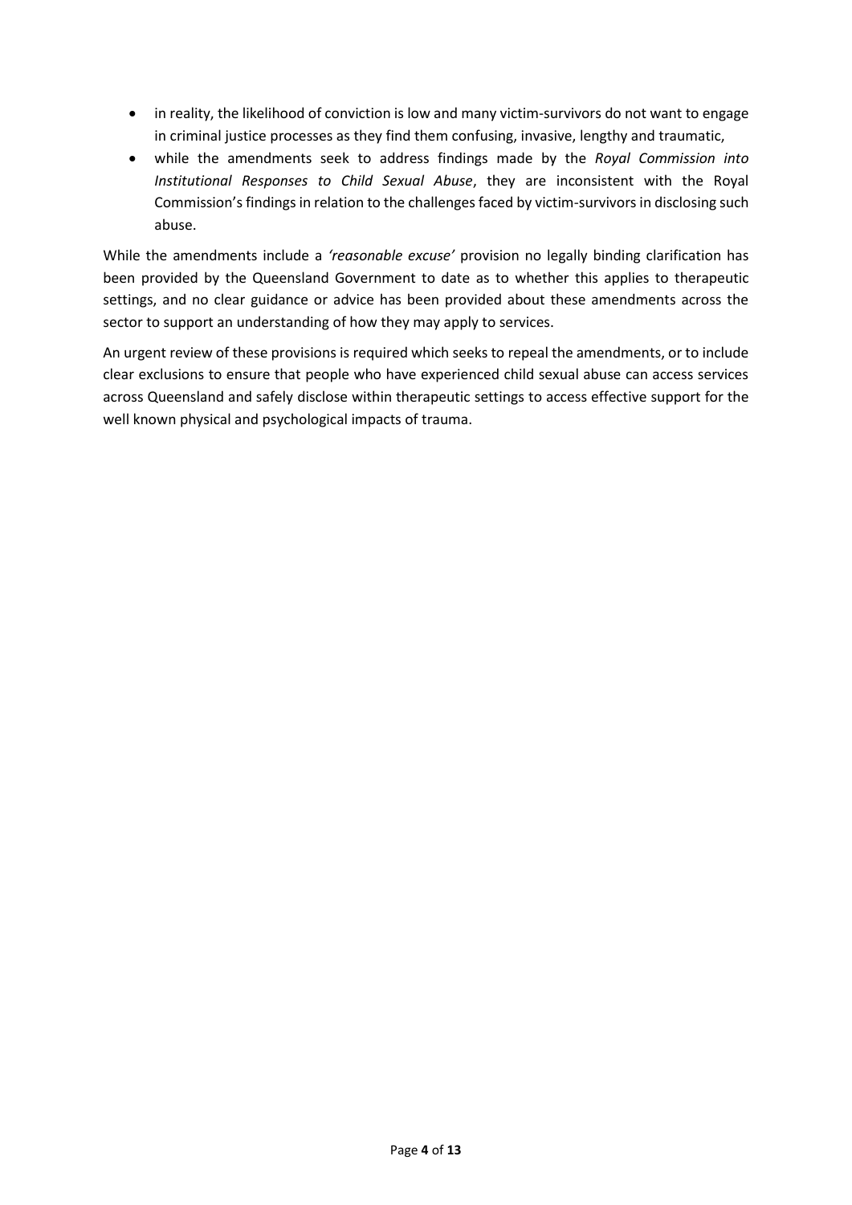- in reality, the likelihood of conviction is low and many victim-survivors do not want to engage in criminal justice processes as they find them confusing, invasive, lengthy and traumatic,
- while the amendments seek to address findings made by the *Royal Commission into Institutional Responses to Child Sexual Abuse*, they are inconsistent with the Royal Commission's findings in relation to the challenges faced by victim-survivors in disclosing such abuse.

While the amendments include a *'reasonable excuse'* provision no legally binding clarification has been provided by the Queensland Government to date as to whether this applies to therapeutic settings, and no clear guidance or advice has been provided about these amendments across the sector to support an understanding of how they may apply to services.

An urgent review of these provisions is required which seeks to repeal the amendments, or to include clear exclusions to ensure that people who have experienced child sexual abuse can access services across Queensland and safely disclose within therapeutic settings to access effective support for the well known physical and psychological impacts of trauma.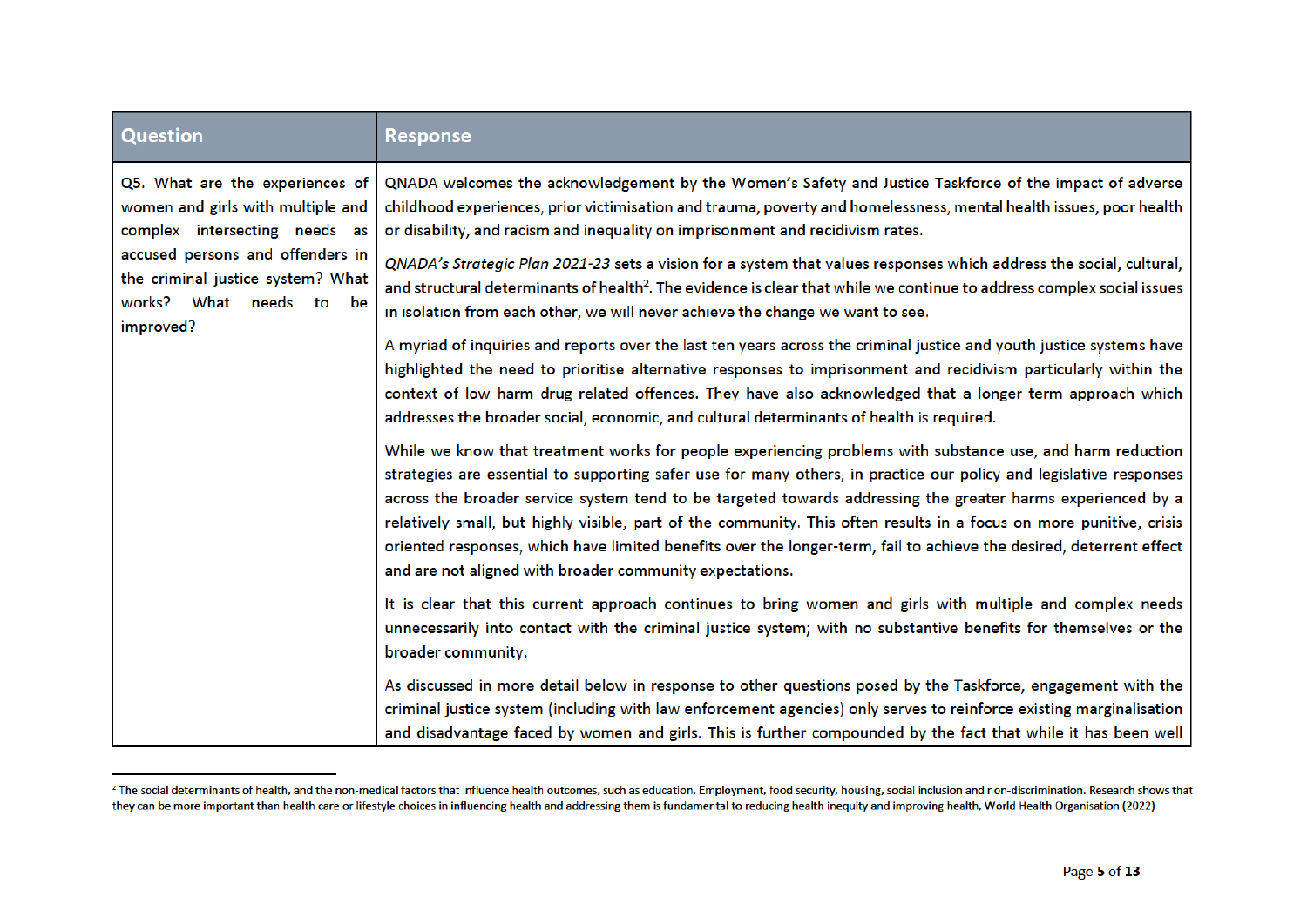| Question | Response |
|---|---|
| Q5. What are the experiences of women and girls with multiple and complex intersecting needs as accused persons and offenders in the criminal justice system? What works? What needs to be improved? | QNADA welcomes the acknowledgement by the Women's Safety and Justice Taskforce of the impact of adverse childhood experiences, prior victimisation and trauma, poverty and homelessness, mental health issues, poor health or disability, and racism and inequality on imprisonment and recidivism rates.<br><br>*QNADA's Strategic Plan 2021-23* sets a vision for a system that values responses which address the social, cultural, and structural determinants of health[2]. The evidence is clear that while we continue to address complex social issues in isolation from each other, we will never achieve the change we want to see.<br><br>A myriad of inquiries and reports over the last ten years across the criminal justice and youth justice systems have highlighted the need to prioritise alternative responses to imprisonment and recidivism particularly within the context of low harm drug related offences. They have also acknowledged that a longer term approach which addresses the broader social, economic, and cultural determinants of health is required.<br><br>While we know that treatment works for people experiencing problems with substance use, and harm reduction strategies are essential to supporting safer use for many others, in practice our policy and legislative responses across the broader service system tend to be targeted towards addressing the greater harms experienced by a relatively small, but highly visible, part of the community. This often results in a focus on more punitive, crisis oriented responses, which have limited benefits over the longer-term, fail to achieve the desired, deterrent effect and are not aligned with broader community expectations.<br><br>It is clear that this current approach continues to bring women and girls with multiple and complex needs unnecessarily into contact with the criminal justice system; with no substantive benefits for themselves or the broader community.<br><br>As discussed in more detail below in response to other questions posed by the Taskforce, engagement with the criminal justice system (including with law enforcement agencies) only serves to reinforce existing marginalisation and disadvantage faced by women and girls. This is further compounded by the fact that while it has been well |

[2] The social determinants of health, and the non-medical factors that influence health outcomes, such as education. Employment, food security, housing, social inclusion and non-discrimination. Research shows that they can be more important than health care or lifestyle choices in influencing health and addressing them is fundamental to reducing health inequity and improving health, World Health Organisation (2022)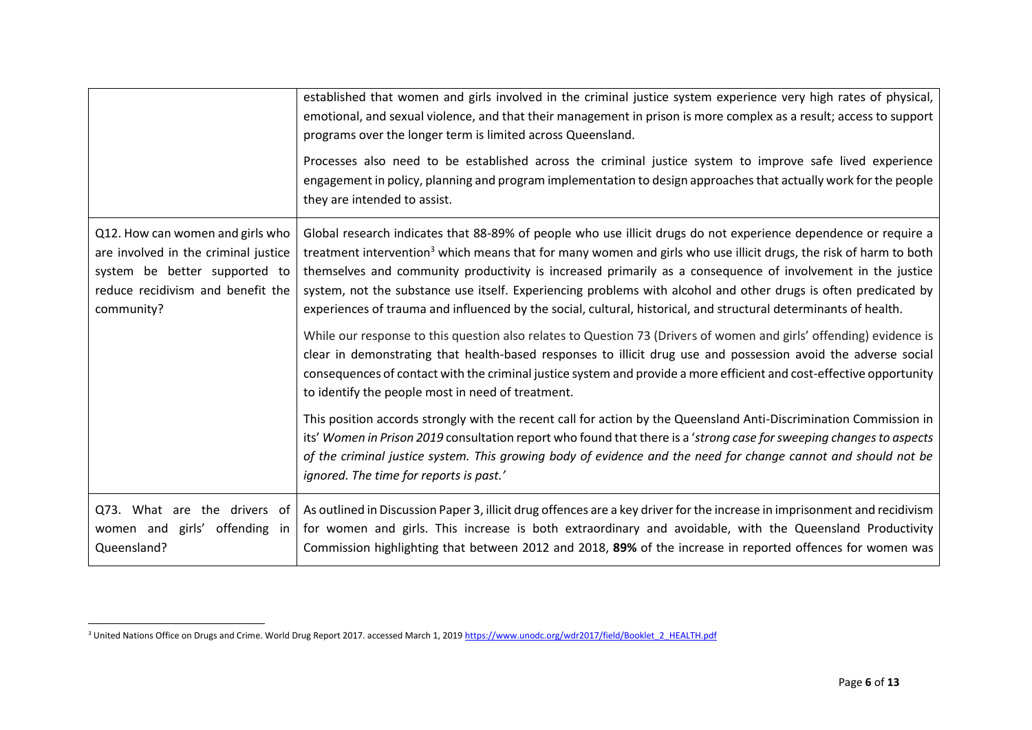| | |
|---|---|
| | established that women and girls involved in the criminal justice system experience very high rates of physical, emotional, and sexual violence, and that their management in prison is more complex as a result; access to support programs over the longer term is limited across Queensland.<br><br>Processes also need to be established across the criminal justice system to improve safe lived experience engagement in policy, planning and program implementation to design approaches that actually work for the people they are intended to assist. |
| Q12. How can women and girls who are involved in the criminal justice system be better supported to reduce recidivism and benefit the community? | Global research indicates that 88-89% of people who use illicit drugs do not experience dependence or require a treatment intervention[3] which means that for many women and girls who use illicit drugs, the risk of harm to both themselves and community productivity is increased primarily as a consequence of involvement in the justice system, not the substance use itself. Experiencing problems with alcohol and other drugs is often predicated by experiences of trauma and influenced by the social, cultural, historical, and structural determinants of health.<br><br>While our response to this question also relates to Question 73 (Drivers of women and girls' offending) evidence is clear in demonstrating that health-based responses to illicit drug use and possession avoid the adverse social consequences of contact with the criminal justice system and provide a more efficient and cost-effective opportunity to identify the people most in need of treatment.<br><br>This position accords strongly with the recent call for action by the Queensland Anti-Discrimination Commission in its' *Women in Prison 2019* consultation report who found that there is a '*strong case for sweeping changes to aspects of the criminal justice system. This growing body of evidence and the need for change cannot and should not be ignored. The time for reports is past.'* |
| Q73. What are the drivers of women and girls' offending in Queensland? | As outlined in Discussion Paper 3, illicit drug offences are a key driver for the increase in imprisonment and recidivism for women and girls. This increase is both extraordinary and avoidable, with the Queensland Productivity Commission highlighting that between 2012 and 2018, **89%** of the increase in reported offences for women was |

[3] United Nations Office on Drugs and Crime. World Drug Report 2017. accessed March 1, 2019 https://www.unodc.org/wdr2017/field/Booklet_2_HEALTH.pdf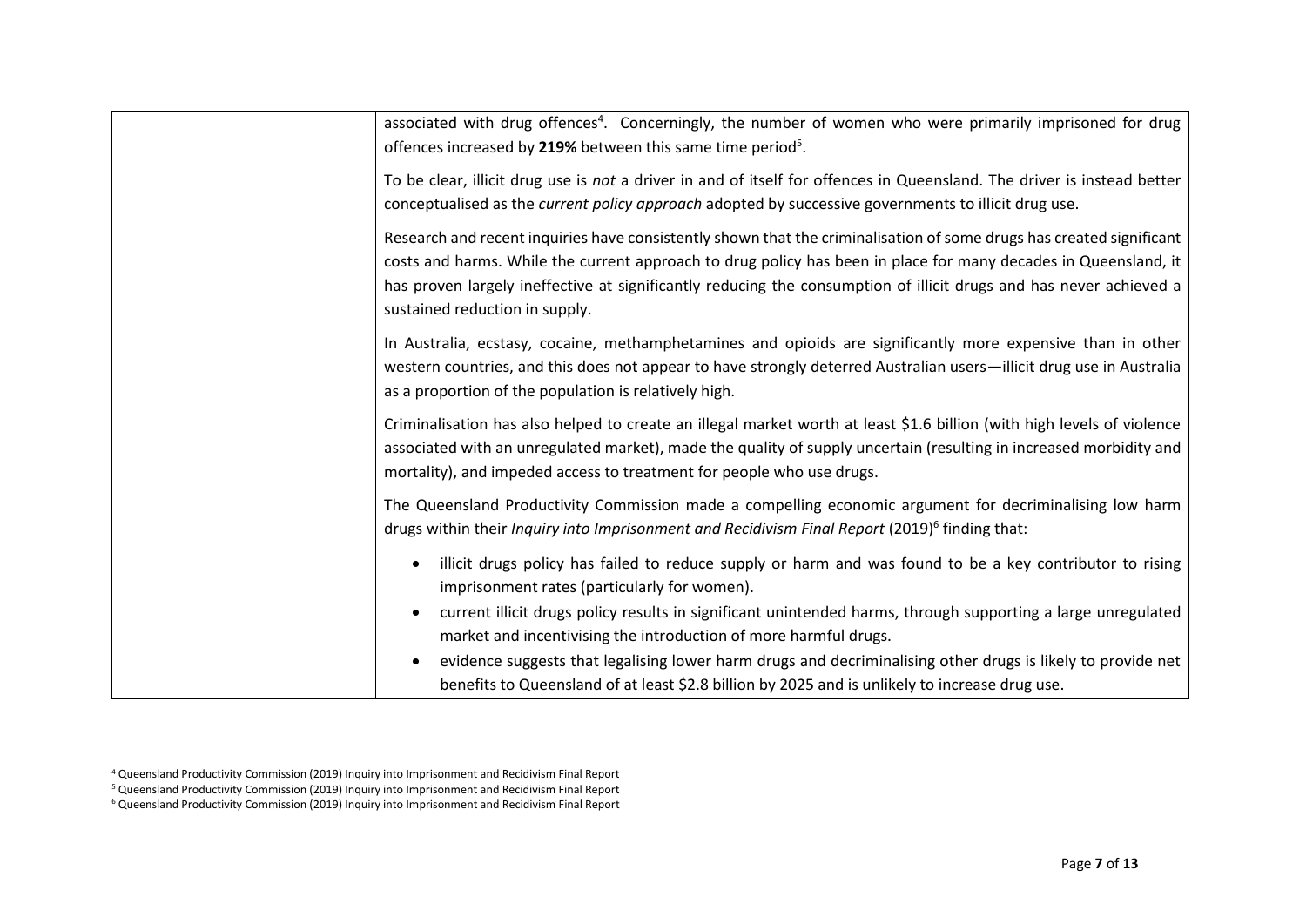| | associated with drug offences[4]. Concerningly, the number of women who were primarily imprisoned for drug offences increased by **219%** between this same time period[5].<br><br>To be clear, illicit drug use is *not* a driver in and of itself for offences in Queensland. The driver is instead better conceptualised as the *current policy approach* adopted by successive governments to illicit drug use.<br><br>Research and recent inquiries have consistently shown that the criminalisation of some drugs has created significant costs and harms. While the current approach to drug policy has been in place for many decades in Queensland, it has proven largely ineffective at significantly reducing the consumption of illicit drugs and has never achieved a sustained reduction in supply.<br><br>In Australia, ecstasy, cocaine, methamphetamines and opioids are significantly more expensive than in other western countries, and this does not appear to have strongly deterred Australian users—illicit drug use in Australia as a proportion of the population is relatively high.<br><br>Criminalisation has also helped to create an illegal market worth at least \$1.6 billion (with high levels of violence associated with an unregulated market), made the quality of supply uncertain (resulting in increased morbidity and mortality), and impeded access to treatment for people who use drugs.<br><br>The Queensland Productivity Commission made a compelling economic argument for decriminalising low harm drugs within their *Inquiry into Imprisonment and Recidivism Final Report* (2019)[6] finding that:<br><br>• illicit drugs policy has failed to reduce supply or harm and was found to be a key contributor to rising imprisonment rates (particularly for women).<br>• current illicit drugs policy results in significant unintended harms, through supporting a large unregulated market and incentivising the introduction of more harmful drugs.<br>• evidence suggests that legalising lower harm drugs and decriminalising other drugs is likely to provide net benefits to Queensland of at least \$2.8 billion by 2025 and is unlikely to increase drug use. |
|---|---|

[4] Queensland Productivity Commission (2019) Inquiry into Imprisonment and Recidivism Final Report

[5] Queensland Productivity Commission (2019) Inquiry into Imprisonment and Recidivism Final Report

[6] Queensland Productivity Commission (2019) Inquiry into Imprisonment and Recidivism Final Report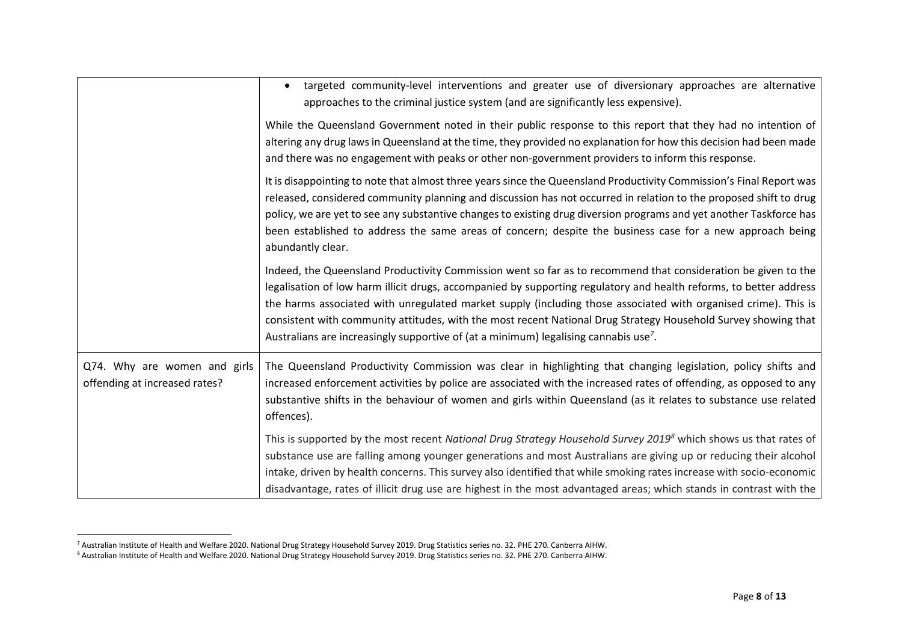| | |
|---|---|
| | • targeted community-level interventions and greater use of diversionary approaches are alternative approaches to the criminal justice system (and are significantly less expensive).<br><br>While the Queensland Government noted in their public response to this report that they had no intention of altering any drug laws in Queensland at the time, they provided no explanation for how this decision had been made and there was no engagement with peaks or other non-government providers to inform this response.<br><br>It is disappointing to note that almost three years since the Queensland Productivity Commission's Final Report was released, considered community planning and discussion has not occurred in relation to the proposed shift to drug policy, we are yet to see any substantive changes to existing drug diversion programs and yet another Taskforce has been established to address the same areas of concern; despite the business case for a new approach being abundantly clear.<br><br>Indeed, the Queensland Productivity Commission went so far as to recommend that consideration be given to the legalisation of low harm illicit drugs, accompanied by supporting regulatory and health reforms, to better address the harms associated with unregulated market supply (including those associated with organised crime). This is consistent with community attitudes, with the most recent National Drug Strategy Household Survey showing that Australians are increasingly supportive of (at a minimum) legalising cannabis use[7]. |
| Q74. Why are women and girls offending at increased rates? | The Queensland Productivity Commission was clear in highlighting that changing legislation, policy shifts and increased enforcement activities by police are associated with the increased rates of offending, as opposed to any substantive shifts in the behaviour of women and girls within Queensland (as it relates to substance use related offences).<br><br>This is supported by the most recent *National Drug Strategy Household Survey 2019*[8] which shows us that rates of substance use are falling among younger generations and most Australians are giving up or reducing their alcohol intake, driven by health concerns. This survey also identified that while smoking rates increase with socio-economic disadvantage, rates of illicit drug use are highest in the most advantaged areas; which stands in contrast with the |

[7] Australian Institute of Health and Welfare 2020. National Drug Strategy Household Survey 2019. Drug Statistics series no. 32. PHE 270. Canberra AIHW.

[8] Australian Institute of Health and Welfare 2020. National Drug Strategy Household Survey 2019. Drug Statistics series no. 32. PHE 270. Canberra AIHW.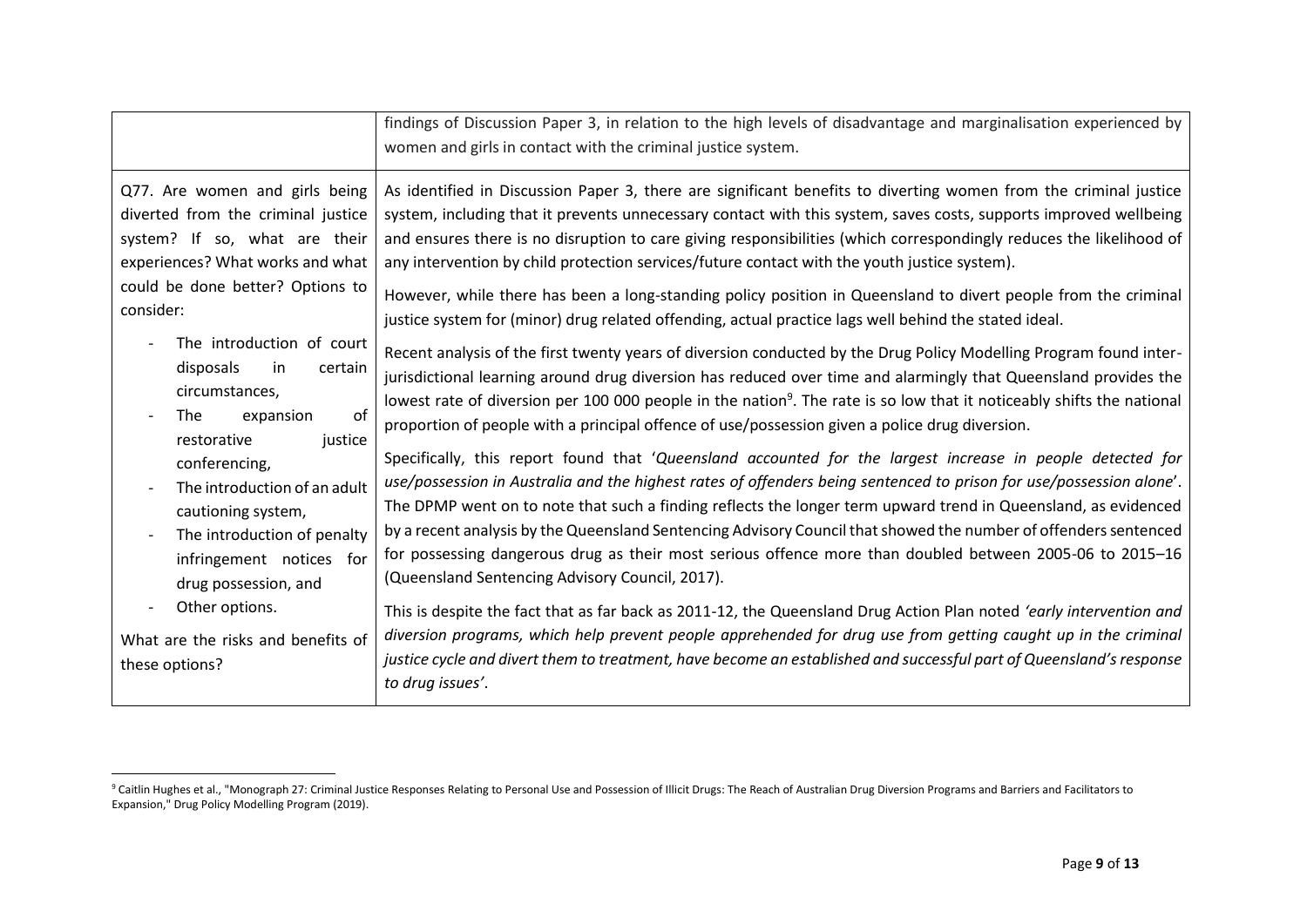| | |
|---|---|
| | findings of Discussion Paper 3, in relation to the high levels of disadvantage and marginalisation experienced by women and girls in contact with the criminal justice system. |
| Q77. Are women and girls being diverted from the criminal justice system? If so, what are their experiences? What works and what could be done better? Options to consider:<br><br>- The introduction of court disposals in certain circumstances,<br>- The expansion of restorative justice conferencing,<br>- The introduction of an adult cautioning system,<br>- The introduction of penalty infringement notices for drug possession, and<br>- Other options.<br><br>What are the risks and benefits of these options? | As identified in Discussion Paper 3, there are significant benefits to diverting women from the criminal justice system, including that it prevents unnecessary contact with this system, saves costs, supports improved wellbeing and ensures there is no disruption to care giving responsibilities (which correspondingly reduces the likelihood of any intervention by child protection services/future contact with the youth justice system).<br><br>However, while there has been a long-standing policy position in Queensland to divert people from the criminal justice system for (minor) drug related offending, actual practice lags well behind the stated ideal.<br><br>Recent analysis of the first twenty years of diversion conducted by the Drug Policy Modelling Program found inter-jurisdictional learning around drug diversion has reduced over time and alarmingly that Queensland provides the lowest rate of diversion per 100 000 people in the nation[9]. The rate is so low that it noticeably shifts the national proportion of people with a principal offence of use/possession given a police drug diversion.<br><br>Specifically, this report found that '*Queensland accounted for the largest increase in people detected for use/possession in Australia and the highest rates of offenders being sentenced to prison for use/possession alone*'. The DPMP went on to note that such a finding reflects the longer term upward trend in Queensland, as evidenced by a recent analysis by the Queensland Sentencing Advisory Council that showed the number of offenders sentenced for possessing dangerous drug as their most serious offence more than doubled between 2005-06 to 2015–16 (Queensland Sentencing Advisory Council, 2017).<br><br>This is despite the fact that as far back as 2011-12, the Queensland Drug Action Plan noted *'early intervention and diversion programs, which help prevent people apprehended for drug use from getting caught up in the criminal justice cycle and divert them to treatment, have become an established and successful part of Queensland's response to drug issues'*. |

[9] Caitlin Hughes et al., "Monograph 27: Criminal Justice Responses Relating to Personal Use and Possession of Illicit Drugs: The Reach of Australian Drug Diversion Programs and Barriers and Facilitators to Expansion," Drug Policy Modelling Program (2019).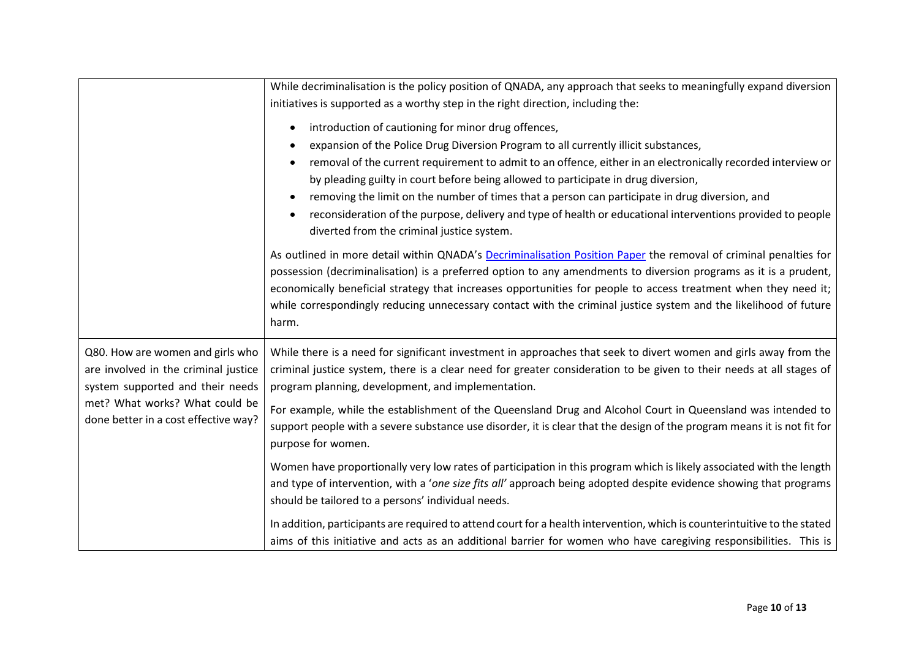| | |
|---|---|
| | While decriminalisation is the policy position of QNADA, any approach that seeks to meaningfully expand diversion initiatives is supported as a worthy step in the right direction, including the:<br><br>• introduction of cautioning for minor drug offences,<br>• expansion of the Police Drug Diversion Program to all currently illicit substances,<br>• removal of the current requirement to admit to an offence, either in an electronically recorded interview or by pleading guilty in court before being allowed to participate in drug diversion,<br>• removing the limit on the number of times that a person can participate in drug diversion, and<br>• reconsideration of the purpose, delivery and type of health or educational interventions provided to people diverted from the criminal justice system.<br><br>As outlined in more detail within QNADA's Decriminalisation Position Paper the removal of criminal penalties for possession (decriminalisation) is a preferred option to any amendments to diversion programs as it is a prudent, economically beneficial strategy that increases opportunities for people to access treatment when they need it; while correspondingly reducing unnecessary contact with the criminal justice system and the likelihood of future harm. |
| Q80. How are women and girls who are involved in the criminal justice system supported and their needs met? What works? What could be done better in a cost effective way? | While there is a need for significant investment in approaches that seek to divert women and girls away from the criminal justice system, there is a clear need for greater consideration to be given to their needs at all stages of program planning, development, and implementation.<br><br>For example, while the establishment of the Queensland Drug and Alcohol Court in Queensland was intended to support people with a severe substance use disorder, it is clear that the design of the program means it is not fit for purpose for women.<br><br>Women have proportionally very low rates of participation in this program which is likely associated with the length and type of intervention, with a '*one size fits all*' approach being adopted despite evidence showing that programs should be tailored to a persons' individual needs.<br><br>In addition, participants are required to attend court for a health intervention, which is counterintuitive to the stated aims of this initiative and acts as an additional barrier for women who have caregiving responsibilities. This is |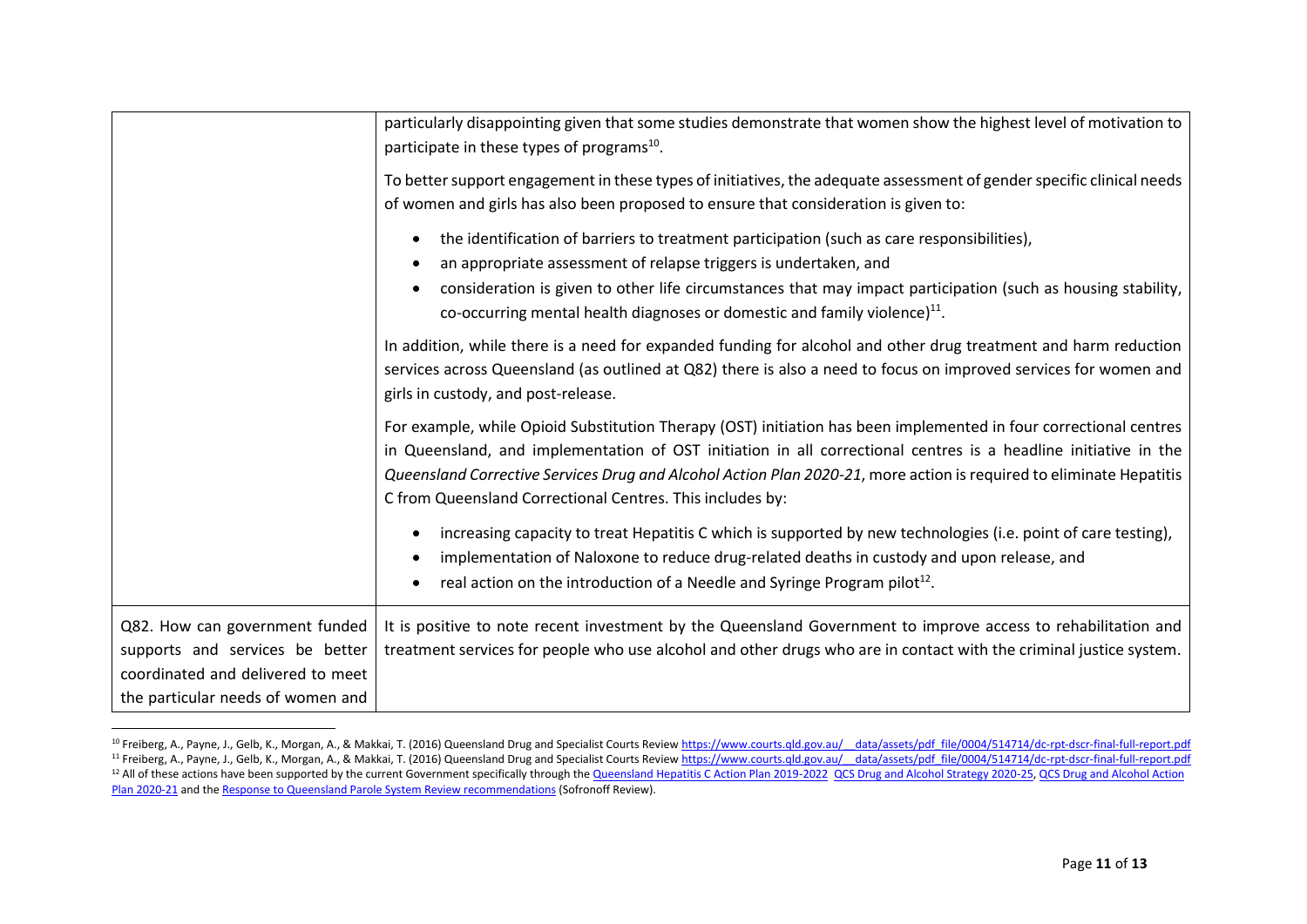| | |
|---|---|
| | particularly disappointing given that some studies demonstrate that women show the highest level of motivation to participate in these types of programs[10].<br><br>To better support engagement in these types of initiatives, the adequate assessment of gender specific clinical needs of women and girls has also been proposed to ensure that consideration is given to:<br><br>• the identification of barriers to treatment participation (such as care responsibilities),<br>• an appropriate assessment of relapse triggers is undertaken, and<br>• consideration is given to other life circumstances that may impact participation (such as housing stability, co-occurring mental health diagnoses or domestic and family violence)[11].<br><br>In addition, while there is a need for expanded funding for alcohol and other drug treatment and harm reduction services across Queensland (as outlined at Q82) there is also a need to focus on improved services for women and girls in custody, and post-release.<br><br>For example, while Opioid Substitution Therapy (OST) initiation has been implemented in four correctional centres in Queensland, and implementation of OST initiation in all correctional centres is a headline initiative in the *Queensland Corrective Services Drug and Alcohol Action Plan 2020-21*, more action is required to eliminate Hepatitis C from Queensland Correctional Centres. This includes by:<br><br>• increasing capacity to treat Hepatitis C which is supported by new technologies (i.e. point of care testing),<br>• implementation of Naloxone to reduce drug-related deaths in custody and upon release, and<br>• real action on the introduction of a Needle and Syringe Program pilot[12]. |
| Q82. How can government funded supports and services be better coordinated and delivered to meet the particular needs of women and | It is positive to note recent investment by the Queensland Government to improve access to rehabilitation and treatment services for people who use alcohol and other drugs who are in contact with the criminal justice system. |

[10] Freiberg, A., Payne, J., Gelb, K., Morgan, A., & Makkai, T. (2016) Queensland Drug and Specialist Courts Review https://www.courts.qld.gov.au/__data/assets/pdf_file/0004/514714/dc-rpt-dscr-final-full-report.pdf

[11] Freiberg, A., Payne, J., Gelb, K., Morgan, A., & Makkai, T. (2016) Queensland Drug and Specialist Courts Review https://www.courts.qld.gov.au/__data/assets/pdf_file/0004/514714/dc-rpt-dscr-final-full-report.pdf

[12] All of these actions have been supported by the current Government specifically through the Queensland Hepatitis C Action Plan 2019-2022 QCS Drug and Alcohol Strategy 2020-25, QCS Drug and Alcohol Action Plan 2020-21 and the Response to Queensland Parole System Review recommendations (Sofronoff Review).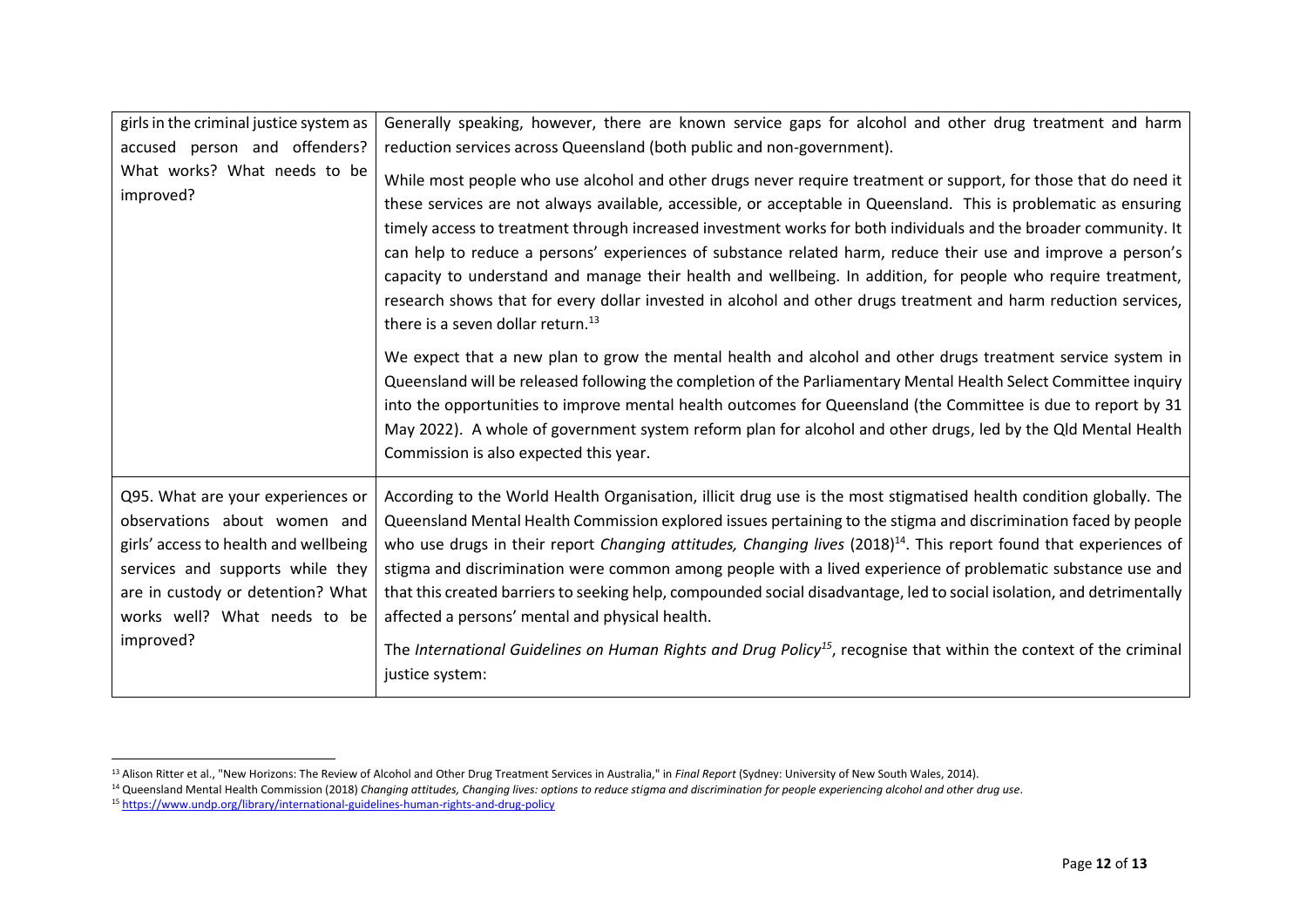| | |
|---|---|
| girls in the criminal justice system as accused person and offenders? What works? What needs to be improved? | Generally speaking, however, there are known service gaps for alcohol and other drug treatment and harm reduction services across Queensland (both public and non-government).<br><br>While most people who use alcohol and other drugs never require treatment or support, for those that do need it these services are not always available, accessible, or acceptable in Queensland. This is problematic as ensuring timely access to treatment through increased investment works for both individuals and the broader community. It can help to reduce a persons' experiences of substance related harm, reduce their use and improve a person's capacity to understand and manage their health and wellbeing. In addition, for people who require treatment, research shows that for every dollar invested in alcohol and other drugs treatment and harm reduction services, there is a seven dollar return.[13]<br><br>We expect that a new plan to grow the mental health and alcohol and other drugs treatment service system in Queensland will be released following the completion of the Parliamentary Mental Health Select Committee inquiry into the opportunities to improve mental health outcomes for Queensland (the Committee is due to report by 31 May 2022). A whole of government system reform plan for alcohol and other drugs, led by the Qld Mental Health Commission is also expected this year. |
| Q95. What are your experiences or observations about women and girls' access to health and wellbeing services and supports while they are in custody or detention? What works well? What needs to be improved? | According to the World Health Organisation, illicit drug use is the most stigmatised health condition globally. The Queensland Mental Health Commission explored issues pertaining to the stigma and discrimination faced by people who use drugs in their report *Changing attitudes, Changing lives* (2018)[14]. This report found that experiences of stigma and discrimination were common among people with a lived experience of problematic substance use and that this created barriers to seeking help, compounded social disadvantage, led to social isolation, and detrimentally affected a persons' mental and physical health.<br><br>The *International Guidelines on Human Rights and Drug Policy*[15], recognise that within the context of the criminal justice system: |

[13] Alison Ritter et al., "New Horizons: The Review of Alcohol and Other Drug Treatment Services in Australia," in *Final Report* (Sydney: University of New South Wales, 2014).

[14] Queensland Mental Health Commission (2018) *Changing attitudes, Changing lives: options to reduce stigma and discrimination for people experiencing alcohol and other drug use*.

[15] https://www.undp.org/library/international-guidelines-human-rights-and-drug-policy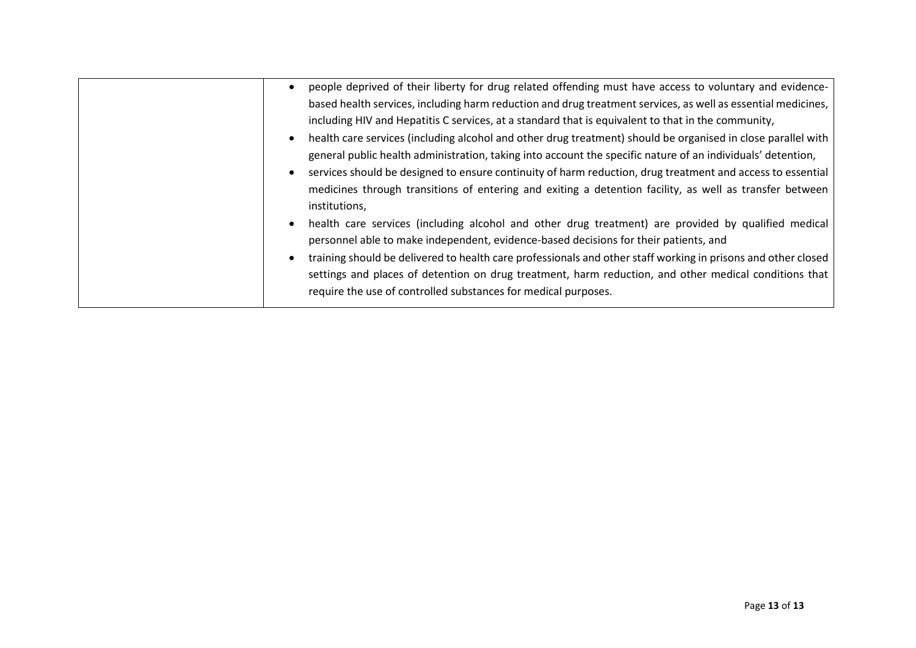| | |
|---|---|
| | • people deprived of their liberty for drug related offending must have access to voluntary and evidence-based health services, including harm reduction and drug treatment services, as well as essential medicines, including HIV and Hepatitis C services, at a standard that is equivalent to that in the community,<br>• health care services (including alcohol and other drug treatment) should be organised in close parallel with general public health administration, taking into account the specific nature of an individuals' detention,<br>• services should be designed to ensure continuity of harm reduction, drug treatment and access to essential medicines through transitions of entering and exiting a detention facility, as well as transfer between institutions,<br>• health care services (including alcohol and other drug treatment) are provided by qualified medical personnel able to make independent, evidence-based decisions for their patients, and<br>• training should be delivered to health care professionals and other staff working in prisons and other closed settings and places of detention on drug treatment, harm reduction, and other medical conditions that require the use of controlled substances for medical purposes. |